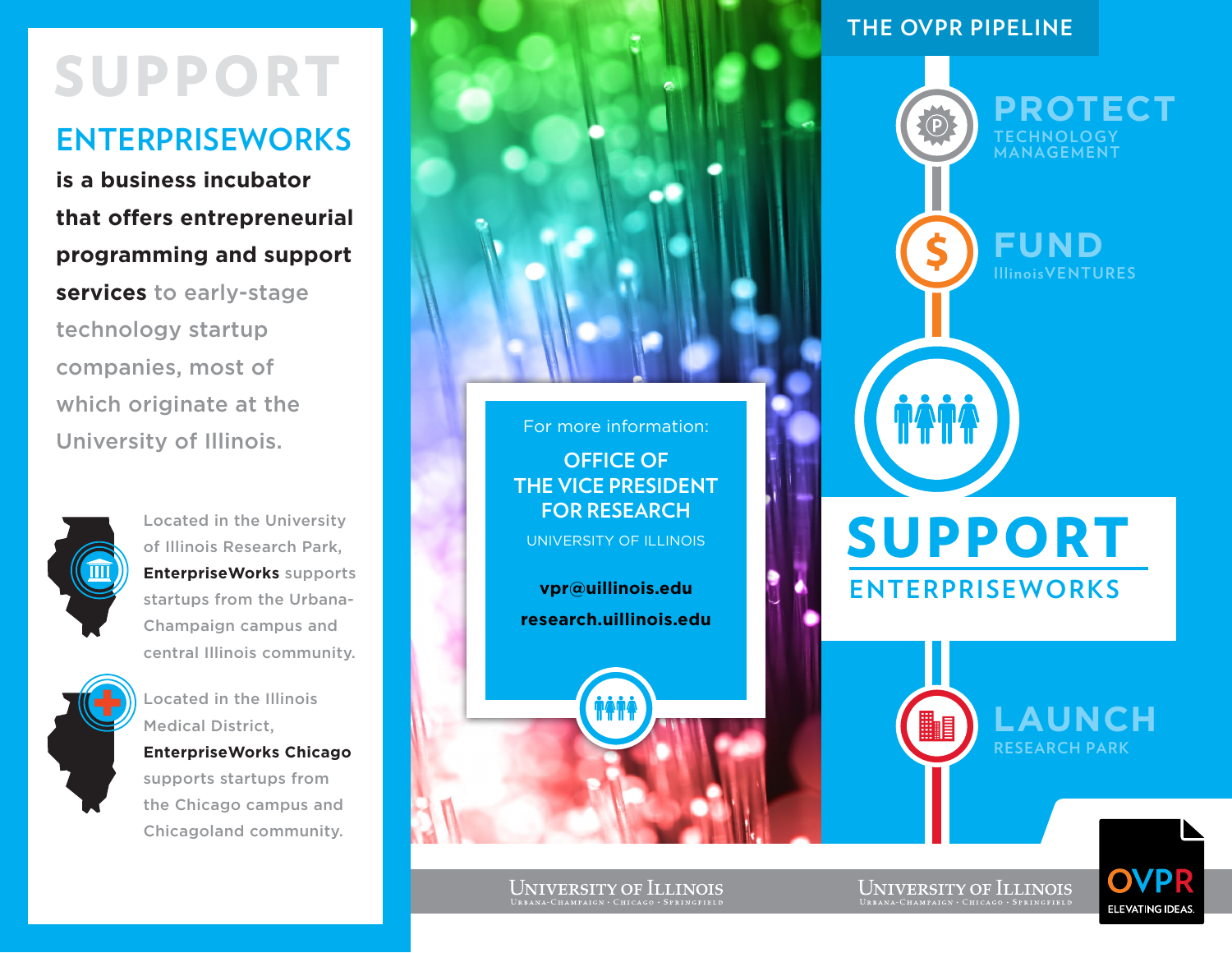# SUPPORT

## ENTERPRISEWORKS

**is a business incubator that offers entrepreneurial programming and support services** to early-stage technology startup companies, most of which originate at the University of Illinois.

Located in the University of Illinois Research Park, **EnterpriseWorks** supports startups from the Urbana-Champaign campus and central Illinois community.

Located in the Illinois Medical District, **EnterpriseWorks Chicago** supports startups from the Chicago campus and Chicagoland community.

For more information:

**OFFICE OF THE VICE PRESIDENT FOR RESEARCH**

UNIVERSITY OF ILLINOIS

**vpr@uillinois.edu**

**research.uillinois.edu**

## THE OVPR PIPELINE

**PROTECT**
TECHNOLOGY MANAGEMENT

**FUND**
IllinoisVENTURES

**SUPPORT**
ENTERPRISEWORKS

**LAUNCH**
RESEARCH PARK

UNIVERSITY OF ILLINOIS
URBANA-CHAMPAIGN · CHICAGO · SPRINGFIELD

UNIVERSITY OF ILLINOIS
URBANA-CHAMPAIGN · CHICAGO · SPRINGFIELD

OVPR
ELEVATING IDEAS.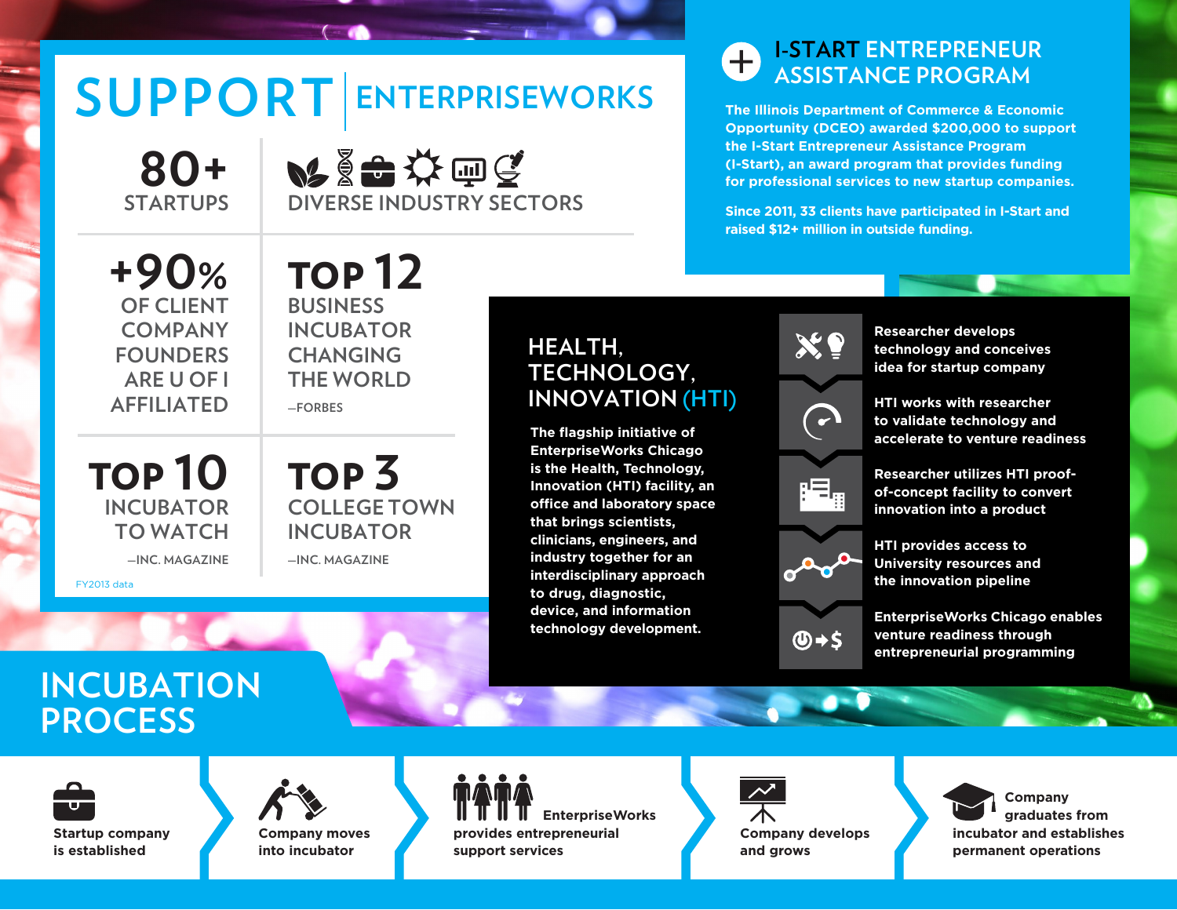# SUPPORT | ENTERPRISEWORKS

**80+**
STARTUPS

DIVERSE INDUSTRY SECTORS

**+90%**
OF CLIENT COMPANY FOUNDERS ARE U OF I AFFILIATED

**TOP 12**
BUSINESS INCUBATOR CHANGING THE WORLD
—FORBES

**TOP 10**
INCUBATOR TO WATCH
—INC. MAGAZINE

**TOP 3**
COLLEGE TOWN INCUBATOR
—INC. MAGAZINE

FY2013 data

## I-START ENTREPRENEUR ASSISTANCE PROGRAM

The Illinois Department of Commerce & Economic Opportunity (DCEO) awarded $200,000 to support the I-Start Entrepreneur Assistance Program (I-Start), an award program that provides funding for professional services to new startup companies.

Since 2011, 33 clients have participated in I-Start and raised $12+ million in outside funding.

## HEALTH, TECHNOLOGY, INNOVATION (HTI)

The flagship initiative of EnterpriseWorks Chicago is the Health, Technology, Innovation (HTI) facility, an office and laboratory space that brings scientists, clinicians, engineers, and industry together for an interdisciplinary approach to drug, diagnostic, device, and information technology development.

- Researcher develops technology and conceives idea for startup company
- HTI works with researcher to validate technology and accelerate to venture readiness
- Researcher utilizes HTI proof-of-concept facility to convert innovation into a product
- HTI provides access to University resources and the innovation pipeline
- EnterpriseWorks Chicago enables venture readiness through entrepreneurial programming

## INCUBATION PROCESS

1. Startup company is established
2. Company moves into incubator
3. EnterpriseWorks provides entrepreneurial support services
4. Company develops and grows
5. Company graduates from incubator and establishes permanent operations